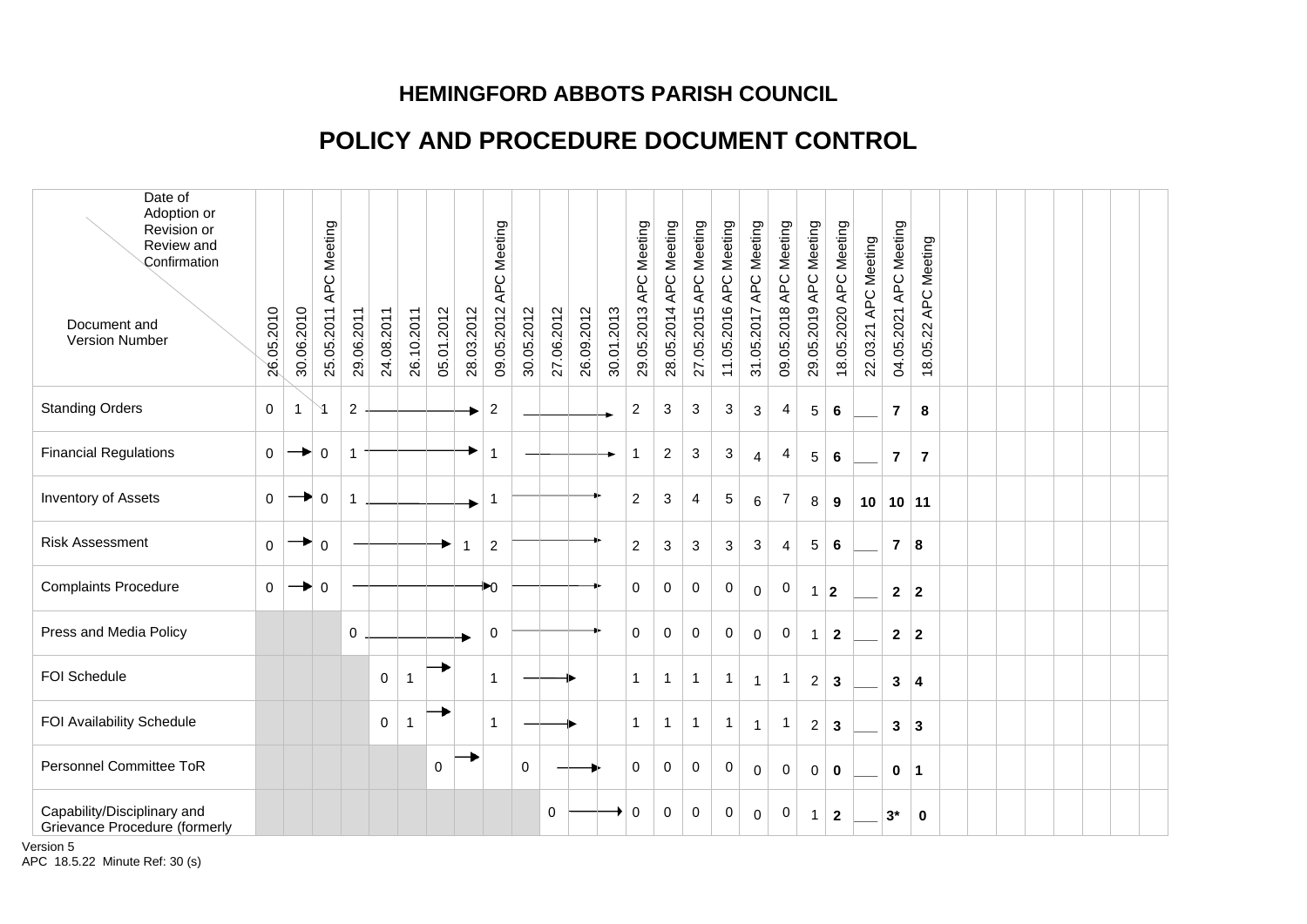# HEMINGFORD ABBOTS PARISH COUNCIL

# POLICY AND PROCEDURE DOCUMENT CONTROL

| Document and Version Number / Date of Adoption or Revision or Review and Confirmation | 26.05.2010 | 30.06.2010 | 25.05.2011 APC Meeting | 29.06.2011 | 24.08.2011 | 26.10.2011 | 05.01.2012 | 28.03.2012 | 09.05.2012 APC Meeting | 30.05.2012 | 27.06.2012 | 26.09.2012 | 30.01.2013 | 29.05.2013 APC Meeting | 28.05.2014 APC Meeting | 27.05.2015 APC Meeting | 11.05.2016 APC Meeting | 31.05.2017 APC Meeting | 09.05.2018 APC Meeting | 29.05.2019 APC Meeting | 18.05.2020 APC Meeting | 22.03.21 APC Meeting | 04.05.2021 APC Meeting | 18.05.22 APC Meeting | | | | | | | | |
|---|---|---|---|---|---|---|---|---|---|---|---|---|---|---|---|---|---|---|---|---|---|---|---|---|---|---|---|---|---|---|---|---|
| Standing Orders | 0 | 1 | 1 | 2 → | | | | | 2 | → | | | | 2 | 3 | 3 | 3 | 3 | 4 | 5 | **6** | ___ | **7** | **8** | | | | | | | | |
| Financial Regulations | 0 | → | 0 | 1 → | | | | | 1 | → | | | | 1 | 2 | 3 | 3 | 4 | 4 | 5 | **6** | ___ | **7** | **7** | | | | | | | | |
| Inventory of Assets | 0 | → | 0 | 1 → | | | | | 1 | → | | | | 2 | 3 | 4 | 5 | 6 | 7 | 8 | **9** | **10** | **10** | **11** | | | | | | | | |
| Risk Assessment | 0 | → | 0 | → | | | | 1 | 2 | → | | | | 2 | 3 | 3 | 3 | 3 | 4 | 5 | **6** | ___ | **7** | **8** | | | | | | | | |
| Complaints Procedure | 0 | → | 0 | → | | | | | 0 | → | | | | 0 | 0 | 0 | 0 | 0 | 0 | 1 | **2** | ___ | **2** | **2** | | | | | | | | |
| Press and Media Policy | | | | 0 → | | | | | 0 | → | | | | 0 | 0 | 0 | 0 | 0 | 0 | 1 | **2** | ___ | **2** | **2** | | | | | | | | |
| FOI Schedule | | | | | 0 | 1 | → | | 1 | → | | | | 1 | 1 | 1 | 1 | 1 | 1 | 2 | **3** | ___ | **3** | **4** | | | | | | | | |
| FOI Availability Schedule | | | | | 0 | 1 | → | | 1 | → | | | | 1 | 1 | 1 | 1 | 1 | 1 | 2 | **3** | ___ | **3** | **3** | | | | | | | | |
| Personnel Committee ToR | | | | | | | 0 | → | | 0 | → | | | 0 | 0 | 0 | 0 | 0 | 0 | 0 | **0** | ___ | **0** | **1** | | | | | | | | |
| Capability/Disciplinary and Grievance Procedure (formerly | | | | | | | | | | | 0 | → | | 0 | 0 | 0 | 0 | 0 | 0 | 1 | **2** | ___ | **3*** | **0** | | | | | | | | |

Version 5
APC 18.5.22 Minute Ref: 30 (s)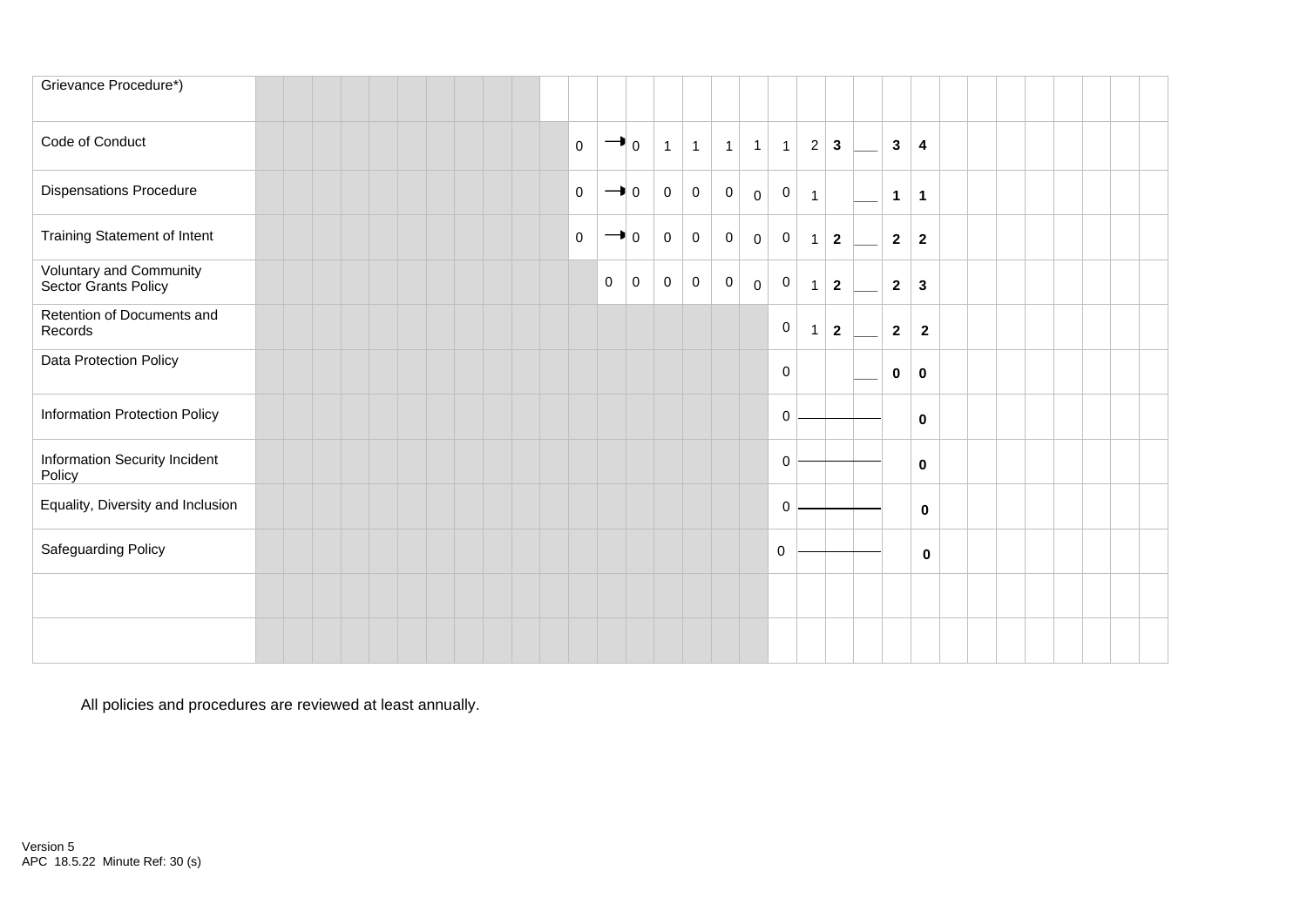| | | | | | | | | | | | | | | | | | | | | | | | | | | | | | | | | |
|---|---|---|---|---|---|---|---|---|---|---|---|---|---|---|---|---|---|---|---|---|---|---|---|---|---|---|---|---|---|---|---|---|
| Grievance Procedure*) | | | | | | | | | | | | | | | | | | | | | | | | | | | | | | | | |
| Code of Conduct | | | | | | | | | | | | 0 | → | 0 | 1 | 1 | 1 | 1 | 1 | 2 | **3** | ___ | **3** | **4** | | | | | | | | |
| Dispensations Procedure | | | | | | | | | | | | 0 | → | 0 | 0 | 0 | 0 | 0 | 0 | 1 | | ___ | **1** | **1** | | | | | | | | |
| Training Statement of Intent | | | | | | | | | | | | 0 | → | 0 | 0 | 0 | 0 | 0 | 0 | 1 | **2** | ___ | **2** | **2** | | | | | | | | |
| Voluntary and Community Sector Grants Policy | | | | | | | | | | | | | 0 | 0 | 0 | 0 | 0 | 0 | 0 | 1 | **2** | ___ | **2** | **3** | | | | | | | | |
| Retention of Documents and Records | | | | | | | | | | | | | | | | | | | 0 | 1 | **2** | ___ | **2** | **2** | | | | | | | | |
| Data Protection Policy | | | | | | | | | | | | | | | | | | | 0 | | | ___ | **0** | **0** | | | | | | | | |
| Information Protection Policy | | | | | | | | | | | | | | | | | | | 0 | — | — | — | | **0** | | | | | | | | |
| Information Security Incident Policy | | | | | | | | | | | | | | | | | | | 0 | — | — | — | | **0** | | | | | | | | |
| Equality, Diversity and Inclusion | | | | | | | | | | | | | | | | | | | 0 | — | — | — | | **0** | | | | | | | | |
| Safeguarding Policy | | | | | | | | | | | | | | | | | | | 0 | — | — | — | | **0** | | | | | | | | |
| | | | | | | | | | | | | | | | | | | | | | | | | | | | | | | | | |
| | | | | | | | | | | | | | | | | | | | | | | | | | | | | | | | | |

All policies and procedures are reviewed at least annually.

Version 5
APC 18.5.22 Minute Ref: 30 (s)